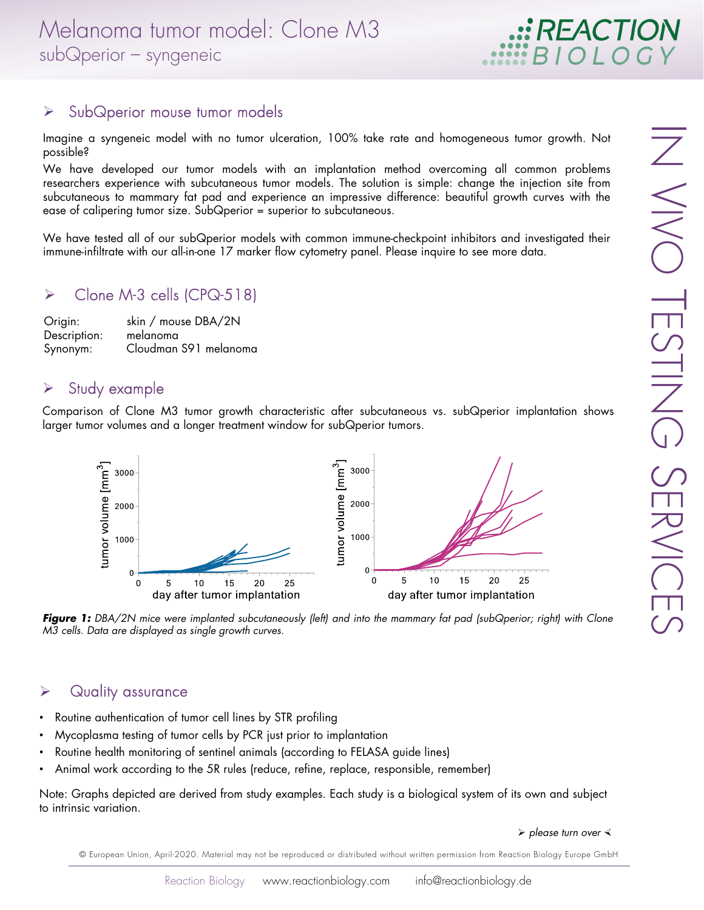# Melanoma tumor model: Clone M3

subQperior – syngeneic

## SubQperior mouse tumor models

Imagine a syngeneic model with no tumor ulceration, 100% take rate and homogeneous tumor growth. Not possible?

We have developed our tumor models with an implantation method overcoming all common problems researchers experience with subcutaneous tumor models. The solution is simple: change the injection site from subcutaneous to mammary fat pad and experience an impressive difference: beautiful growth curves with the ease of calipering tumor size. SubQperior = superior to subcutaneous.

We have tested all of our subQperior models with common immune-checkpoint inhibitors and investigated their immune-infiltrate with our all-in-one 17 marker flow cytometry panel. Please inquire to see more data.

## Clone M-3 cells (CPQ-518)

| | |
|---|---|
| Origin: | skin / mouse DBA/2N |
| Description: | melanoma |
| Synonym: | Cloudman S91 melanoma |

## Study example

Comparison of Clone M3 tumor growth characteristic after subcutaneous vs. subQperior implantation shows larger tumor volumes and a longer treatment window for subQperior tumors.

***Figure 1:*** *DBA/2N mice were implanted subcutaneously (left) and into the mammary fat pad (subQperior; right) with Clone M3 cells. Data are displayed as single growth curves.*

## Quality assurance

- Routine authentication of tumor cell lines by STR profiling
- Mycoplasma testing of tumor cells by PCR just prior to implantation
- Routine health monitoring of sentinel animals (according to FELASA guide lines)
- Animal work according to the 5R rules (reduce, refine, replace, responsible, remember)

Note: Graphs depicted are derived from study examples. Each study is a biological system of its own and subject to intrinsic variation.

*please turn over*

© European Union, April-2020. Material may not be reproduced or distributed without written permission from Reaction Biology Europe GmbH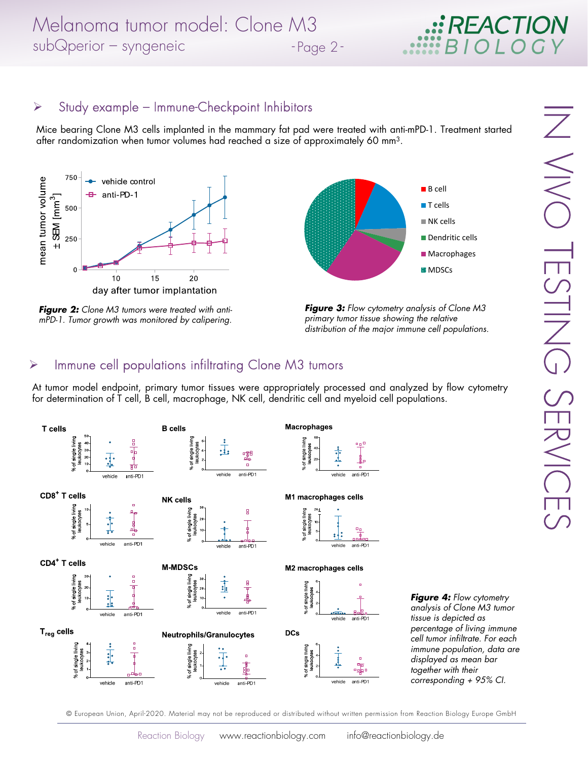# Melanoma tumor model: Clone M3

subQperior – syngeneic

## Study example – Immune-Checkpoint Inhibitors

Mice bearing Clone M3 cells implanted in the mammary fat pad were treated with anti-mPD-1. Treatment started after randomization when tumor volumes had reached a size of approximately 60 mm$^3$.

mean tumor volume ± SEM [mm$^3$]

750
500
250
0

10
15
20

day after tumor implantation

vehicle control
anti-PD-1

***Figure 2:*** *Clone M3 tumors were treated with anti-mPD-1. Tumor growth was monitored by calipering.*

B cell
T cells
NK cells
Dendritic cells
Macrophages
MDSCs

***Figure 3:*** *Flow cytometry analysis of Clone M3 primary tumor tissue showing the relative distribution of the major immune cell populations.*

## Immune cell populations infiltrating Clone M3 tumors

At tumor model endpoint, primary tumor tissues were appropriately processed and analyzed by flow cytometry for determination of T cell, B cell, macrophage, NK cell, dendritic cell and myeloid cell populations.

T cells
B cells
Macrophages
CD8$^+$ T cells
NK cells
M1 macrophages cells
CD4$^+$ T cells
M-MDSCs
M2 macrophages cells
T$_{reg}$ cells
Neutrophils/Granulocytes
DCs

% of single living leukocytes

vehicle
anti-PD1

***Figure 4:*** *Flow cytometry analysis of Clone M3 tumor tissue is depicted as percentage of living immune cell tumor infiltrate. For each immune population, data are displayed as mean bar together with their corresponding + 95% CI.*

IN VIVO TESTING SERVICES

© European Union, April-2020. Material may not be reproduced or distributed without written permission from Reaction Biology Europe GmbH